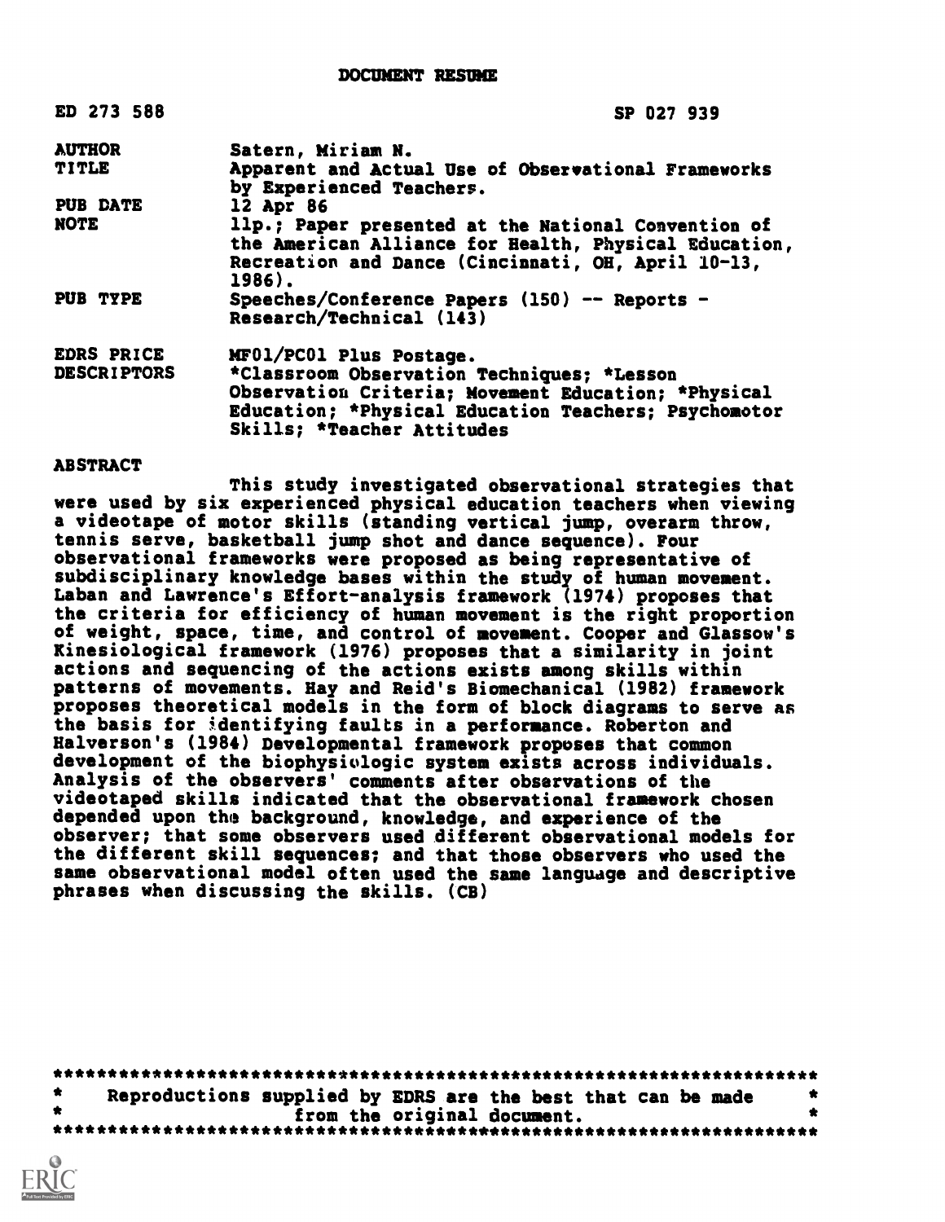# DOCUMENT RESUME

| | | |
|---|---|---|
| ED 273 588 | | SP 027 939 |
| AUTHOR | Satern, Miriam N. | |
| TITLE | Apparent and Actual Use of Observational Frameworks by Experienced Teachers. | |
| PUB DATE | 12 Apr 86 | |
| NOTE | 11p.; Paper presented at the National Convention of the American Alliance for Health, Physical Education, Recreation and Dance (Cincinnati, OH, April 10-13, 1986). | |
| PUB TYPE | Speeches/Conference Papers (150) -- Reports - Research/Technical (143) | |
| EDRS PRICE | MF01/PC01 Plus Postage. | |
| DESCRIPTORS | *Classroom Observation Techniques; *Lesson Observation Criteria; Movement Education; *Physical Education; *Physical Education Teachers; Psychomotor Skills; *Teacher Attitudes | |

## ABSTRACT

This study investigated observational strategies that were used by six experienced physical education teachers when viewing a videotape of motor skills (standing vertical jump, overarm throw, tennis serve, basketball jump shot and dance sequence). Four observational frameworks were proposed as being representative of subdisciplinary knowledge bases within the study of human movement. Laban and Lawrence's Effort-analysis framework (1974) proposes that the criteria for efficiency of human movement is the right proportion of weight, space, time, and control of movement. Cooper and Glassow's Kinesiological framework (1976) proposes that a similarity in joint actions and sequencing of the actions exists among skills within patterns of movements. Hay and Reid's Biomechanical (1982) framework proposes theoretical models in the form of block diagrams to serve as the basis for identifying faults in a performance. Roberton and Halverson's (1984) Developmental framework proposes that common development of the biophysiologic system exists across individuals. Analysis of the observers' comments after observations of the videotaped skills indicated that the observational framework chosen depended upon the background, knowledge, and experience of the observer; that some observers used different observational models for the different skill sequences; and that those observers who used the same observational model often used the same language and descriptive phrases when discussing the skills. (CB)

***********************************************************************
* Reproductions supplied by EDRS are the best that can be made *
* from the original document. *
***********************************************************************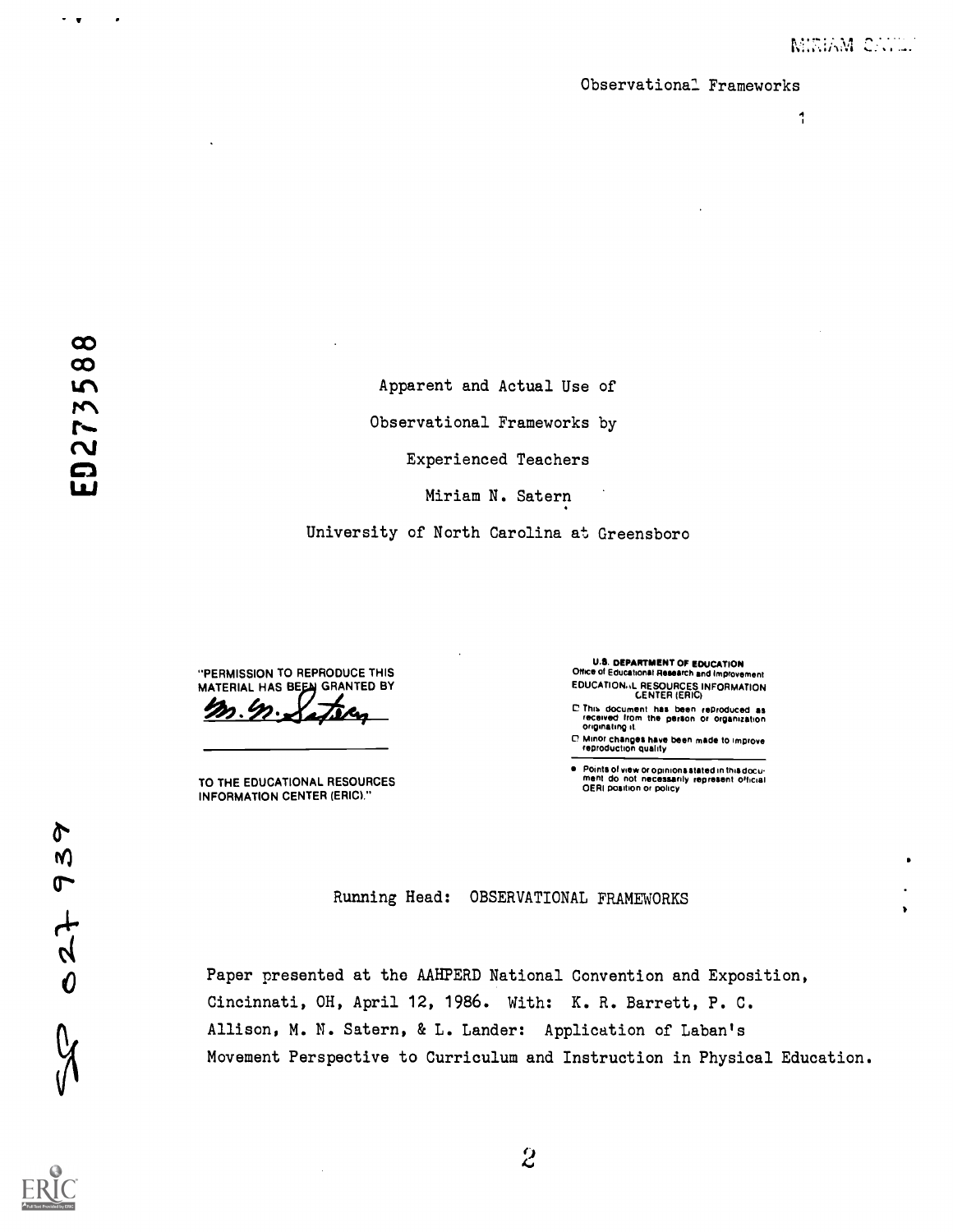# Apparent and Actual Use of Observational Frameworks by Experienced Teachers

Miriam N. Satern

University of North Carolina at Greensboro

"PERMISSION TO REPRODUCE THIS MATERIAL HAS BEEN GRANTED BY M. N. Satern TO THE EDUCATIONAL RESOURCES INFORMATION CENTER (ERIC)."

U.S. DEPARTMENT OF EDUCATION
Office of Educational Research and Improvement
EDUCATIONAL RESOURCES INFORMATION CENTER (ERIC)

- This document has been reproduced as received from the person or organization originating it.
- Minor changes have been made to improve reproduction quality.
- Points of view or opinions stated in this document do not necessarily represent official OERI position or policy

Running Head: OBSERVATIONAL FRAMEWORKS

Paper presented at the AAHPERD National Convention and Exposition, Cincinnati, OH, April 12, 1986. With: K. R. Barrett, P. C. Allison, M. N. Satern, & L. Lander: Application of Laban's Movement Perspective to Curriculum and Instruction in Physical Education.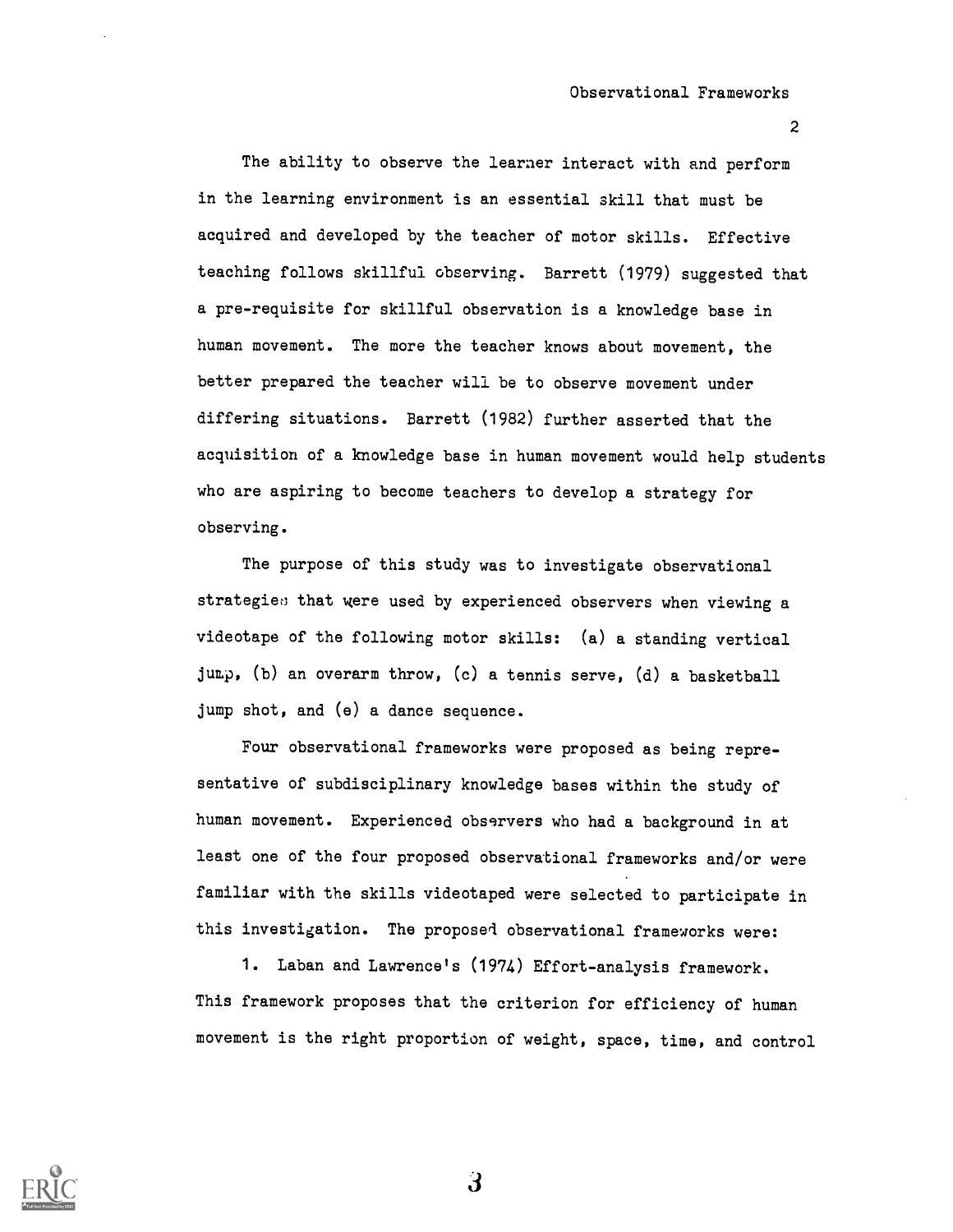The ability to observe the learner interact with and perform in the learning environment is an essential skill that must be acquired and developed by the teacher of motor skills. Effective teaching follows skillful observing. Barrett (1979) suggested that a pre-requisite for skillful observation is a knowledge base in human movement. The more the teacher knows about movement, the better prepared the teacher will be to observe movement under differing situations. Barrett (1982) further asserted that the acquisition of a knowledge base in human movement would help students who are aspiring to become teachers to develop a strategy for observing.

The purpose of this study was to investigate observational strategies that were used by experienced observers when viewing a videotape of the following motor skills: (a) a standing vertical jump, (b) an overarm throw, (c) a tennis serve, (d) a basketball jump shot, and (e) a dance sequence.

Four observational frameworks were proposed as being representative of subdisciplinary knowledge bases within the study of human movement. Experienced observers who had a background in at least one of the four proposed observational frameworks and/or were familiar with the skills videotaped were selected to participate in this investigation. The proposed observational frameworks were:

1. Laban and Lawrence's (1974) Effort-analysis framework. This framework proposes that the criterion for efficiency of human movement is the right proportion of weight, space, time, and control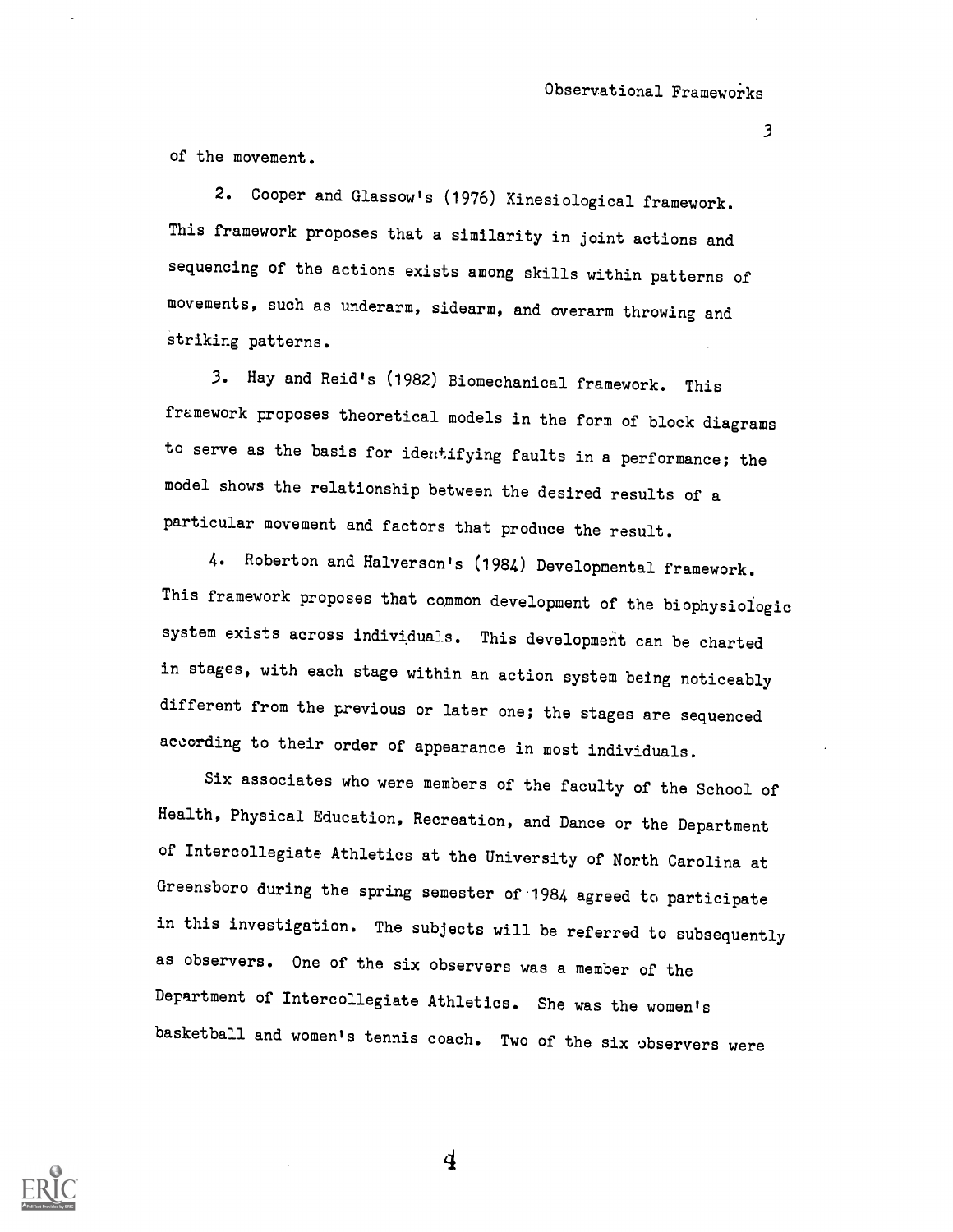of the movement.

2. Cooper and Glassow's (1976) Kinesiological framework. This framework proposes that a similarity in joint actions and sequencing of the actions exists among skills within patterns of movements, such as underarm, sidearm, and overarm throwing and striking patterns.

3. Hay and Reid's (1982) Biomechanical framework. This framework proposes theoretical models in the form of block diagrams to serve as the basis for identifying faults in a performance; the model shows the relationship between the desired results of a particular movement and factors that produce the result.

4. Roberton and Halverson's (1984) Developmental framework. This framework proposes that common development of the biophysiologic system exists across individuals. This development can be charted in stages, with each stage within an action system being noticeably different from the previous or later one; the stages are sequenced according to their order of appearance in most individuals.

Six associates who were members of the faculty of the School of Health, Physical Education, Recreation, and Dance or the Department of Intercollegiate Athletics at the University of North Carolina at Greensboro during the spring semester of 1984 agreed to participate in this investigation. The subjects will be referred to subsequently as observers. One of the six observers was a member of the Department of Intercollegiate Athletics. She was the women's basketball and women's tennis coach. Two of the six observers were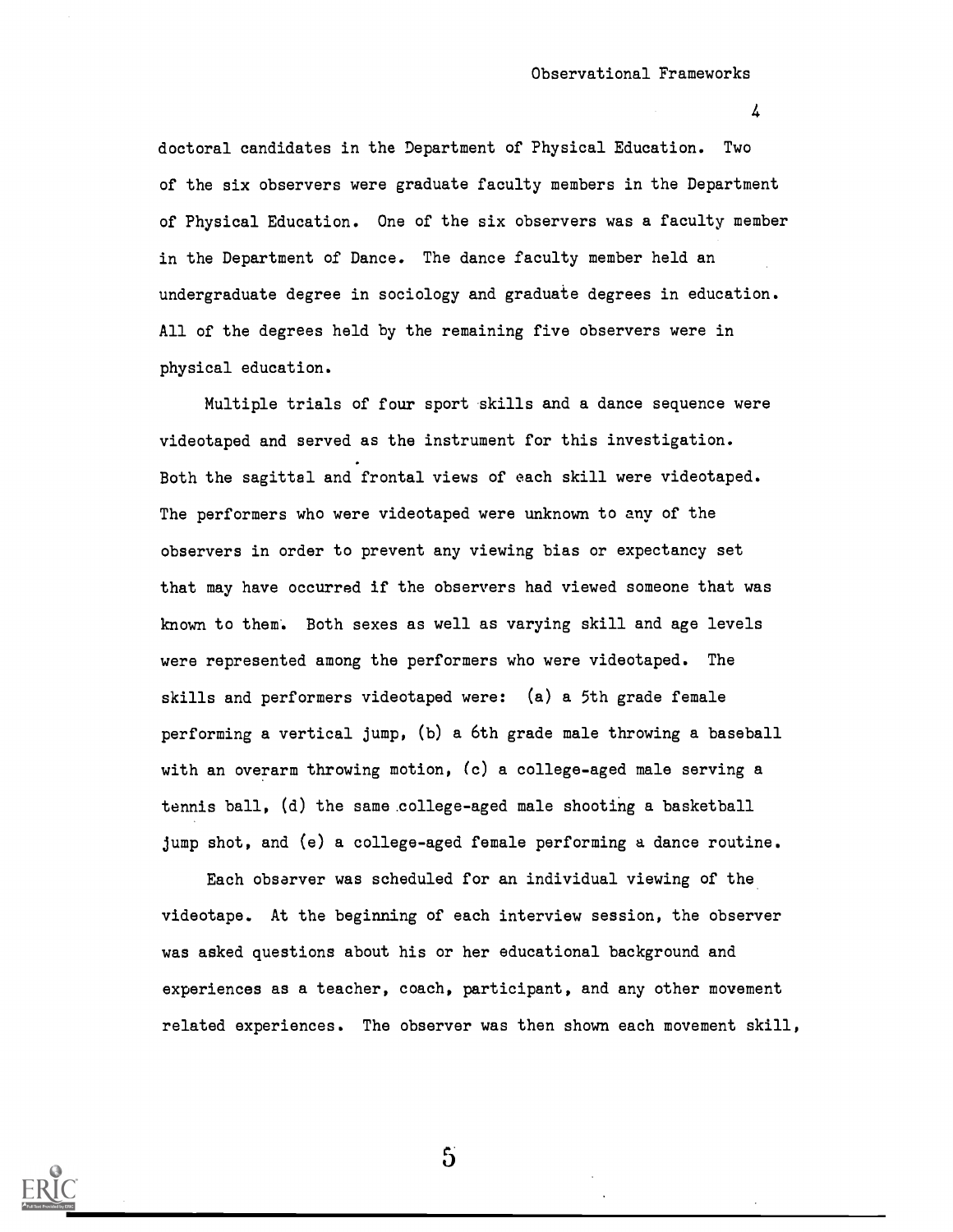doctoral candidates in the Department of Physical Education. Two of the six observers were graduate faculty members in the Department of Physical Education. One of the six observers was a faculty member in the Department of Dance. The dance faculty member held an undergraduate degree in sociology and graduate degrees in education. All of the degrees held by the remaining five observers were in physical education.

Multiple trials of four sport skills and a dance sequence were videotaped and served as the instrument for this investigation. Both the sagittal and frontal views of each skill were videotaped. The performers who were videotaped were unknown to any of the observers in order to prevent any viewing bias or expectancy set that may have occurred if the observers had viewed someone that was known to them. Both sexes as well as varying skill and age levels were represented among the performers who were videotaped. The skills and performers videotaped were: (a) a 5th grade female performing a vertical jump, (b) a 6th grade male throwing a baseball with an overarm throwing motion, (c) a college-aged male serving a tennis ball, (d) the same college-aged male shooting a basketball jump shot, and (e) a college-aged female performing a dance routine.

Each observer was scheduled for an individual viewing of the videotape. At the beginning of each interview session, the observer was asked questions about his or her educational background and experiences as a teacher, coach, participant, and any other movement related experiences. The observer was then shown each movement skill,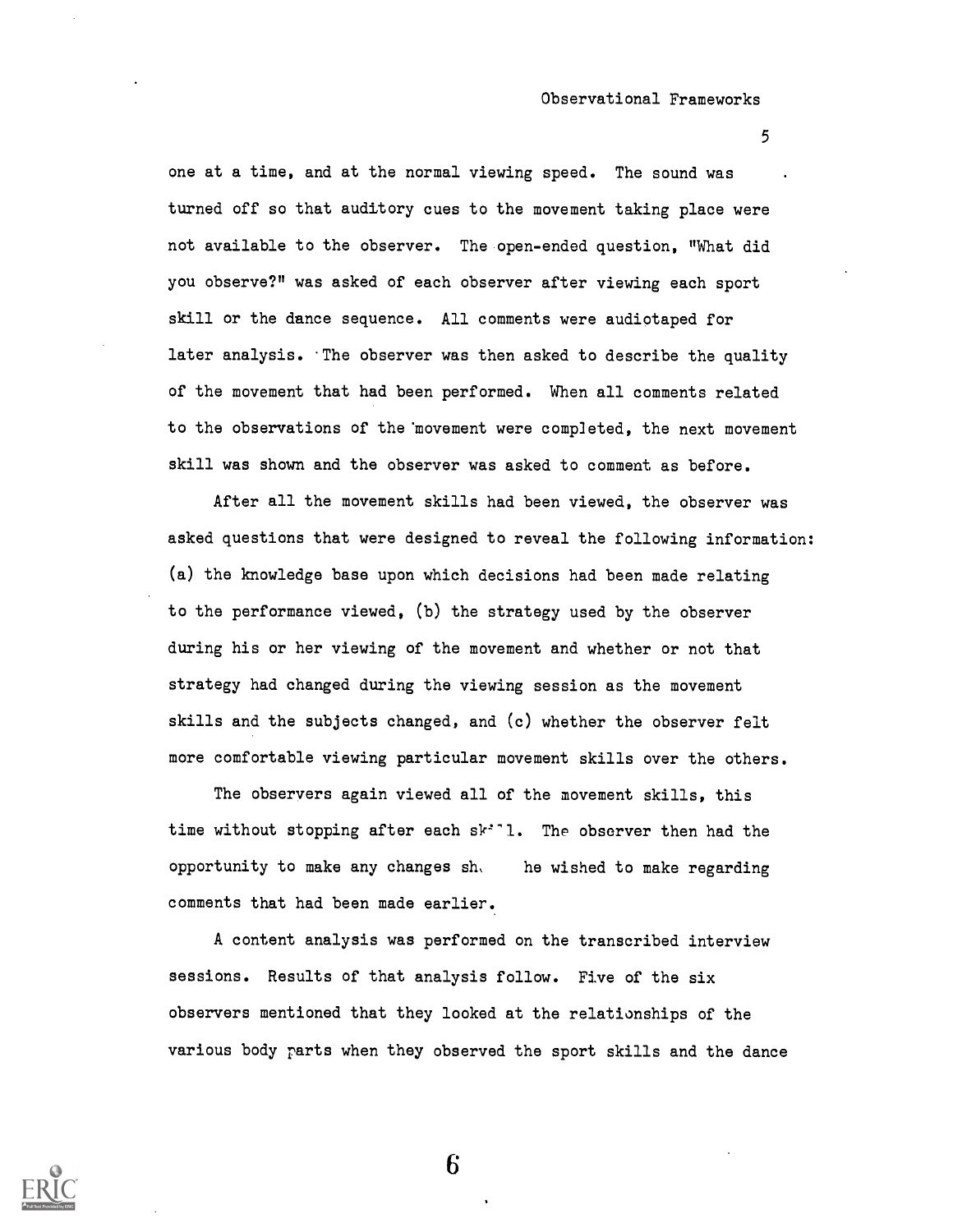one at a time, and at the normal viewing speed. The sound was turned off so that auditory cues to the movement taking place were not available to the observer. The open-ended question, "What did you observe?" was asked of each observer after viewing each sport skill or the dance sequence. All comments were audiotaped for later analysis. The observer was then asked to describe the quality of the movement that had been performed. When all comments related to the observations of the movement were completed, the next movement skill was shown and the observer was asked to comment as before.

After all the movement skills had been viewed, the observer was asked questions that were designed to reveal the following information: (a) the knowledge base upon which decisions had been made relating to the performance viewed, (b) the strategy used by the observer during his or her viewing of the movement and whether or not that strategy had changed during the viewing session as the movement skills and the subjects changed, and (c) whether the observer felt more comfortable viewing particular movement skills over the others.

The observers again viewed all of the movement skills, this time without stopping after each skill. The observer then had the opportunity to make any changes she he wished to make regarding comments that had been made earlier.

A content analysis was performed on the transcribed interview sessions. Results of that analysis follow. Five of the six observers mentioned that they looked at the relationships of the various body parts when they observed the sport skills and the dance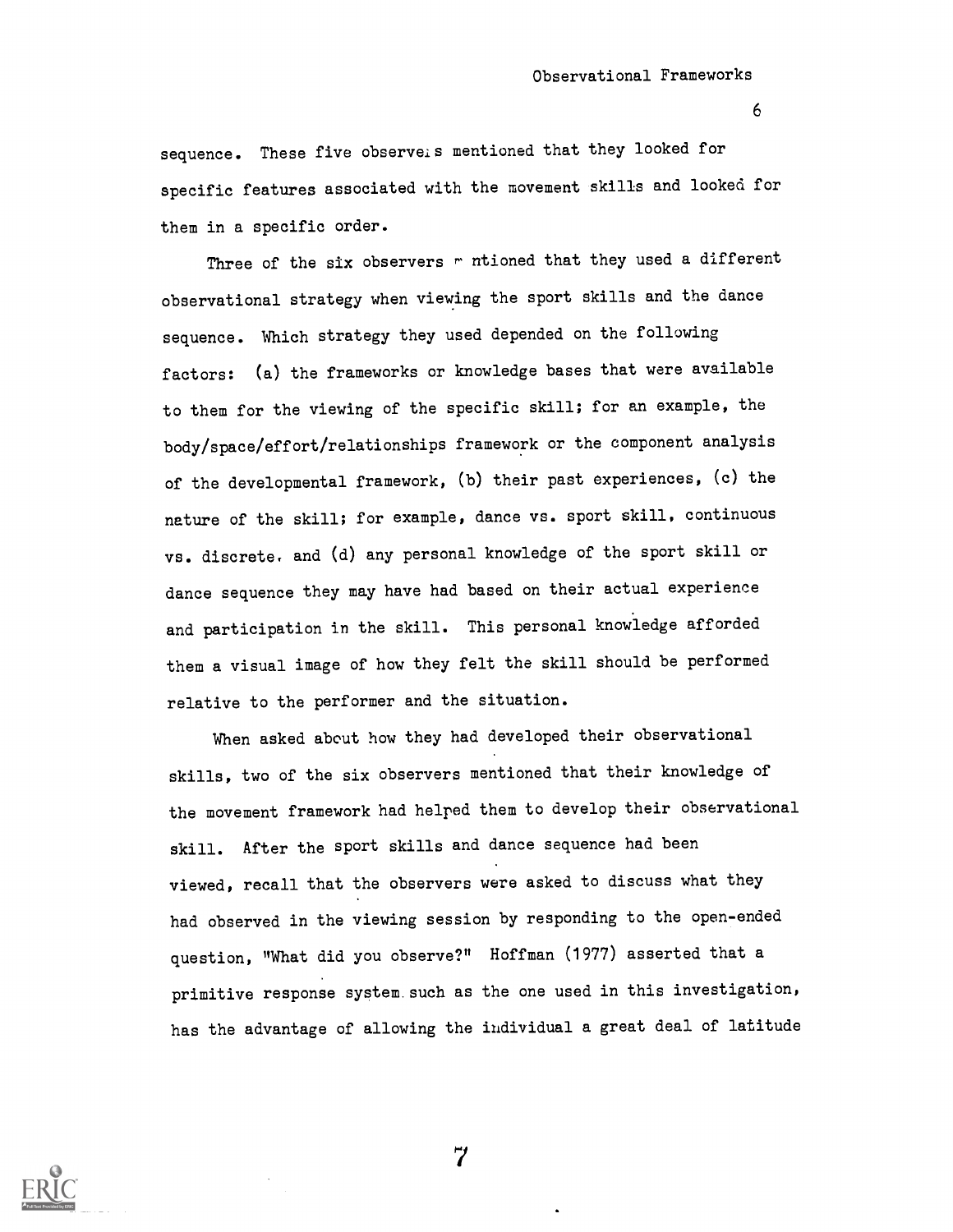sequence. These five observers mentioned that they looked for specific features associated with the movement skills and looked for them in a specific order.

Three of the six observers mentioned that they used a different observational strategy when viewing the sport skills and the dance sequence. Which strategy they used depended on the following factors: (a) the frameworks or knowledge bases that were available to them for the viewing of the specific skill; for an example, the body/space/effort/relationships framework or the component analysis of the developmental framework, (b) their past experiences, (c) the nature of the skill; for example, dance vs. sport skill, continuous vs. discrete, and (d) any personal knowledge of the sport skill or dance sequence they may have had based on their actual experience and participation in the skill. This personal knowledge afforded them a visual image of how they felt the skill should be performed relative to the performer and the situation.

When asked about how they had developed their observational skills, two of the six observers mentioned that their knowledge of the movement framework had helped them to develop their observational skill. After the sport skills and dance sequence had been viewed, recall that the observers were asked to discuss what they had observed in the viewing session by responding to the open-ended question, "What did you observe?" Hoffman (1977) asserted that a primitive response system such as the one used in this investigation, has the advantage of allowing the individual a great deal of latitude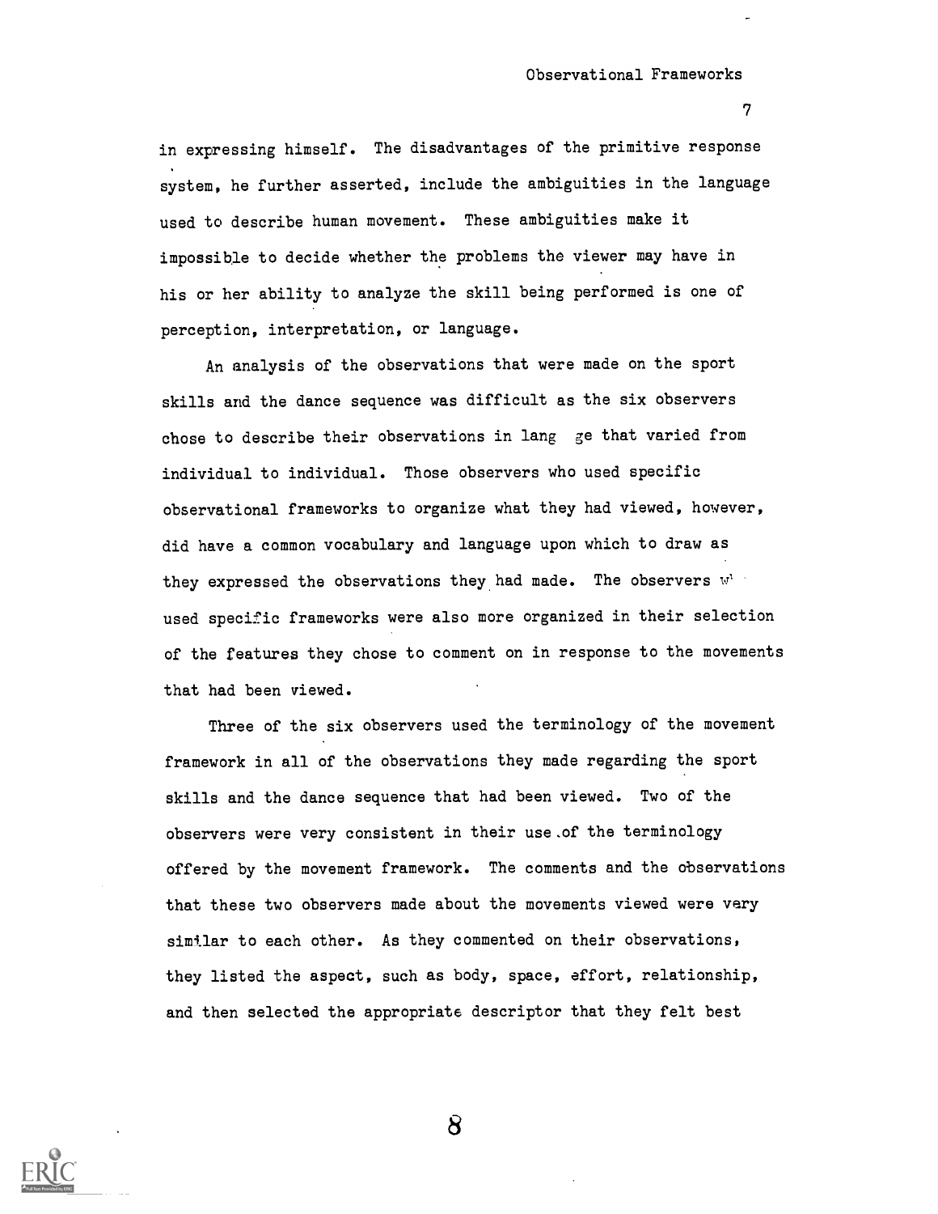in expressing himself. The disadvantages of the primitive response system, he further asserted, include the ambiguities in the language used to describe human movement. These ambiguities make it impossible to decide whether the problems the viewer may have in his or her ability to analyze the skill being performed is one of perception, interpretation, or language.

An analysis of the observations that were made on the sport skills and the dance sequence was difficult as the six observers chose to describe their observations in lang ge that varied from individual to individual. Those observers who used specific observational frameworks to organize what they had viewed, however, did have a common vocabulary and language upon which to draw as they expressed the observations they had made. The observers w' used specific frameworks were also more organized in their selection of the features they chose to comment on in response to the movements that had been viewed.

Three of the six observers used the terminology of the movement framework in all of the observations they made regarding the sport skills and the dance sequence that had been viewed. Two of the observers were very consistent in their use of the terminology offered by the movement framework. The comments and the observations that these two observers made about the movements viewed were very similar to each other. As they commented on their observations, they listed the aspect, such as body, space, effort, relationship, and then selected the appropriate descriptor that they felt best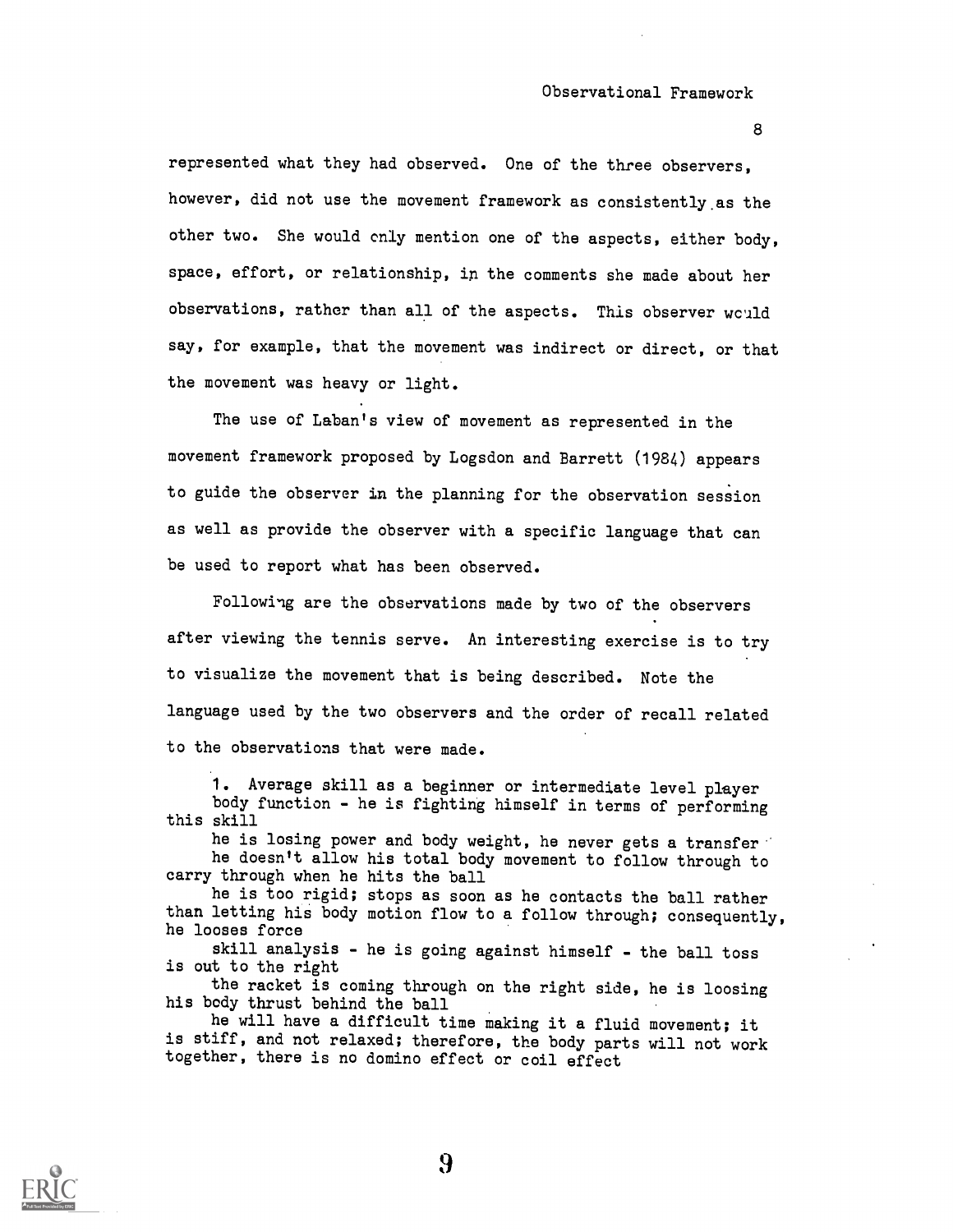represented what they had observed. One of the three observers, however, did not use the movement framework as consistently as the other two. She would only mention one of the aspects, either body, space, effort, or relationship, in the comments she made about her observations, rather than all of the aspects. This observer would say, for example, that the movement was indirect or direct, or that the movement was heavy or light.

The use of Laban's view of movement as represented in the movement framework proposed by Logsdon and Barrett (1984) appears to guide the observer in the planning for the observation session as well as provide the observer with a specific language that can be used to report what has been observed.

Following are the observations made by two of the observers after viewing the tennis serve. An interesting exercise is to try to visualize the movement that is being described. Note the language used by the two observers and the order of recall related to the observations that were made.

1. Average skill as a beginner or intermediate level player
   body function - he is fighting himself in terms of performing this skill
   he is losing power and body weight, he never gets a transfer
   he doesn't allow his total body movement to follow through to carry through when he hits the ball
   he is too rigid; stops as soon as he contacts the ball rather than letting his body motion flow to a follow through; consequently, he looses force
   skill analysis - he is going against himself - the ball toss is out to the right
   the racket is coming through on the right side, he is loosing his body thrust behind the ball
   he will have a difficult time making it a fluid movement; it is stiff, and not relaxed; therefore, the body parts will not work together, there is no domino effect or coil effect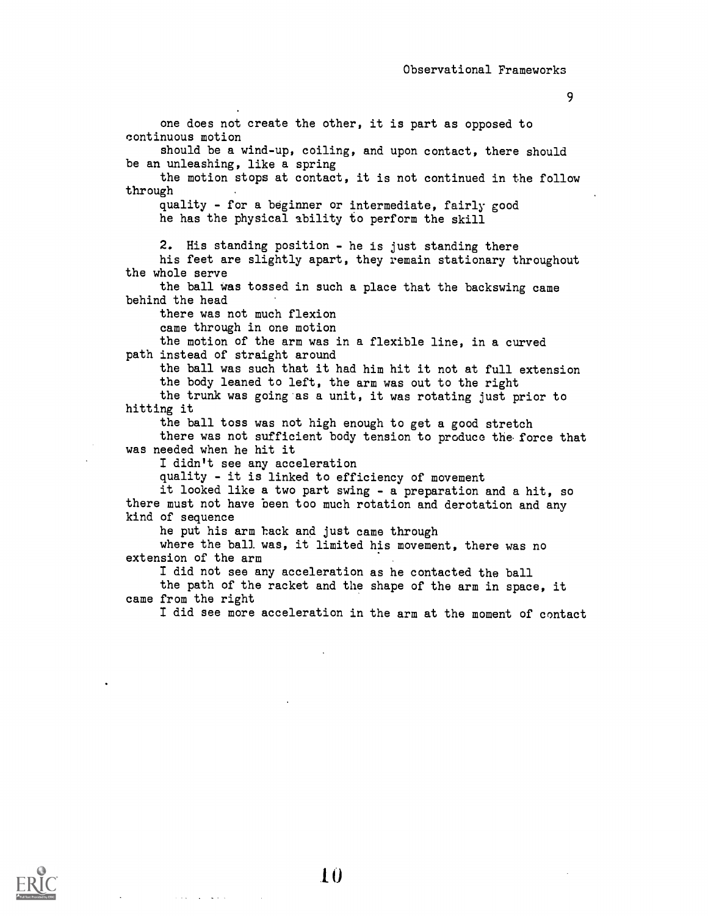one does not create the other, it is part as opposed to continuous motion

should be a wind-up, coiling, and upon contact, there should be an unleashing, like a spring

the motion stops at contact, it is not continued in the follow through

quality - for a beginner or intermediate, fairly good

he has the physical ability to perform the skill

2. His standing position - he is just standing there

his feet are slightly apart, they remain stationary throughout the whole serve

the ball was tossed in such a place that the backswing came behind the head

there was not much flexion

came through in one motion

the motion of the arm was in a flexible line, in a curved path instead of straight around

the ball was such that it had him hit it not at full extension

the body leaned to left, the arm was out to the right

the trunk was going as a unit, it was rotating just prior to hitting it

the ball toss was not high enough to get a good stretch

there was not sufficient body tension to produce the force that was needed when he hit it

I didn't see any acceleration

quality - it is linked to efficiency of movement

it looked like a two part swing - a preparation and a hit, so there must not have been too much rotation and derotation and any kind of sequence

he put his arm back and just came through

where the ball was, it limited his movement, there was no extension of the arm

I did not see any acceleration as he contacted the ball

the path of the racket and the shape of the arm in space, it came from the right

I did see more acceleration in the arm at the moment of contact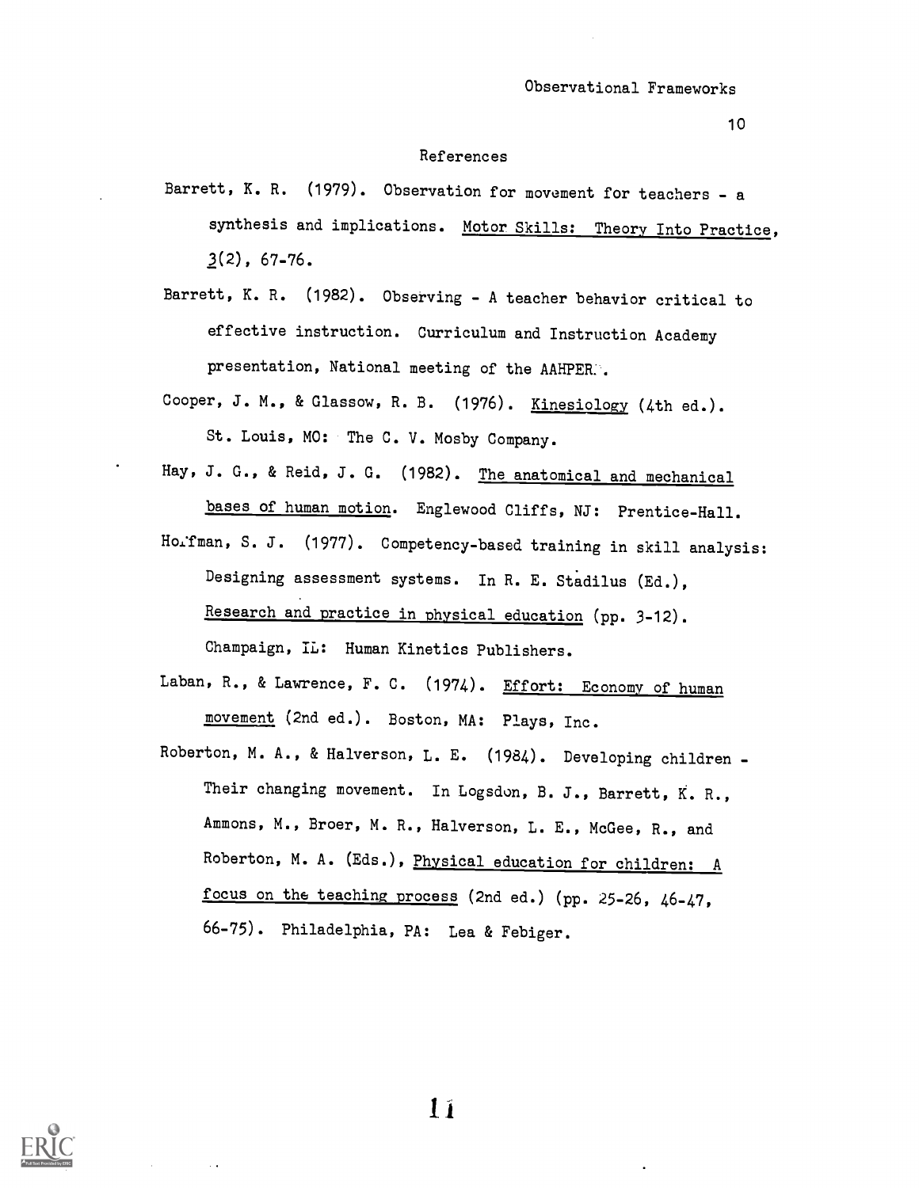## References

Barrett, K. R. (1979). Observation for movement for teachers - a synthesis and implications. Motor Skills: Theory Into Practice, 3(2), 67-76.

Barrett, K. R. (1982). Observing - A teacher behavior critical to effective instruction. Curriculum and Instruction Academy presentation, National meeting of the AAHPER.

Cooper, J. M., & Glassow, R. B. (1976). Kinesiology (4th ed.). St. Louis, MO: The C. V. Mosby Company.

Hay, J. G., & Reid, J. G. (1982). The anatomical and mechanical bases of human motion. Englewood Cliffs, NJ: Prentice-Hall.

Hoffman, S. J. (1977). Competency-based training in skill analysis: Designing assessment systems. In R. E. Stadilus (Ed.), Research and practice in physical education (pp. 3-12). Champaign, IL: Human Kinetics Publishers.

Laban, R., & Lawrence, F. C. (1974). Effort: Economy of human movement (2nd ed.). Boston, MA: Plays, Inc.

Roberton, M. A., & Halverson, L. E. (1984). Developing children - Their changing movement. In Logsdon, B. J., Barrett, K. R., Ammons, M., Broer, M. R., Halverson, L. E., McGee, R., and Roberton, M. A. (Eds.), Physical education for children: A focus on the teaching process (2nd ed.) (pp. 25-26, 46-47, 66-75). Philadelphia, PA: Lea & Febiger.